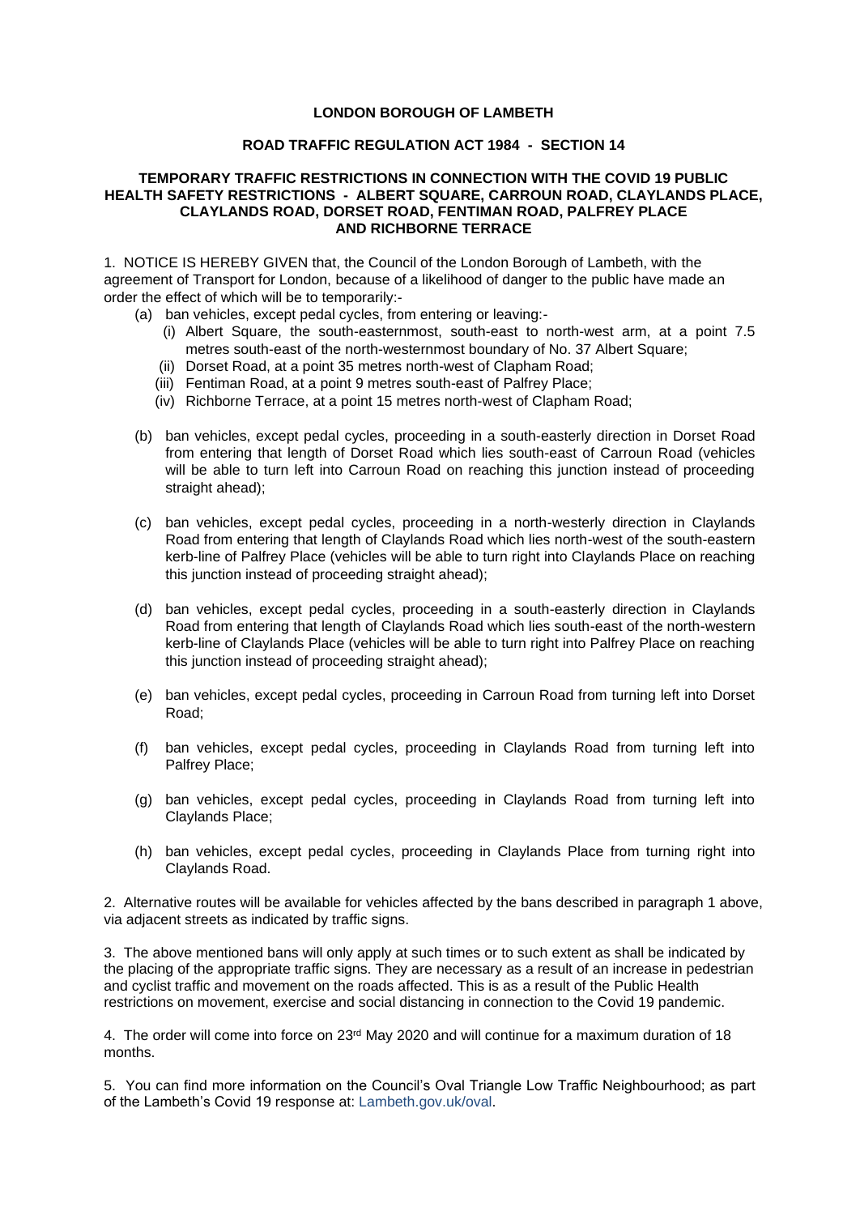**LONDON BOROUGH OF LAMBETH**

**ROAD TRAFFIC REGULATION ACT 1984 - SECTION 14**

**TEMPORARY TRAFFIC RESTRICTIONS IN CONNECTION WITH THE COVID 19 PUBLIC HEALTH SAFETY RESTRICTIONS - ALBERT SQUARE, CARROUN ROAD, CLAYLANDS PLACE, CLAYLANDS ROAD, DORSET ROAD, FENTIMAN ROAD, PALFREY PLACE AND RICHBORNE TERRACE**

1. NOTICE IS HEREBY GIVEN that, the Council of the London Borough of Lambeth, with the agreement of Transport for London, because of a likelihood of danger to the public have made an order the effect of which will be to temporarily:-

   (a) ban vehicles, except pedal cycles, from entering or leaving:-

      (i) Albert Square, the south-easternmost, south-east to north-west arm, at a point 7.5 metres south-east of the north-westernmost boundary of No. 37 Albert Square;

      (ii) Dorset Road, at a point 35 metres north-west of Clapham Road;

      (iii) Fentiman Road, at a point 9 metres south-east of Palfrey Place;

      (iv) Richborne Terrace, at a point 15 metres north-west of Clapham Road;

   (b) ban vehicles, except pedal cycles, proceeding in a south-easterly direction in Dorset Road from entering that length of Dorset Road which lies south-east of Carroun Road (vehicles will be able to turn left into Carroun Road on reaching this junction instead of proceeding straight ahead);

   (c) ban vehicles, except pedal cycles, proceeding in a north-westerly direction in Claylands Road from entering that length of Claylands Road which lies north-west of the south-eastern kerb-line of Palfrey Place (vehicles will be able to turn right into Claylands Place on reaching this junction instead of proceeding straight ahead);

   (d) ban vehicles, except pedal cycles, proceeding in a south-easterly direction in Claylands Road from entering that length of Claylands Road which lies south-east of the north-western kerb-line of Claylands Place (vehicles will be able to turn right into Palfrey Place on reaching this junction instead of proceeding straight ahead);

   (e) ban vehicles, except pedal cycles, proceeding in Carroun Road from turning left into Dorset Road;

   (f) ban vehicles, except pedal cycles, proceeding in Claylands Road from turning left into Palfrey Place;

   (g) ban vehicles, except pedal cycles, proceeding in Claylands Road from turning left into Claylands Place;

   (h) ban vehicles, except pedal cycles, proceeding in Claylands Place from turning right into Claylands Road.

2. Alternative routes will be available for vehicles affected by the bans described in paragraph 1 above, via adjacent streets as indicated by traffic signs.

3. The above mentioned bans will only apply at such times or to such extent as shall be indicated by the placing of the appropriate traffic signs. They are necessary as a result of an increase in pedestrian and cyclist traffic and movement on the roads affected. This is as a result of the Public Health restrictions on movement, exercise and social distancing in connection to the Covid 19 pandemic.

4. The order will come into force on 23rd May 2020 and will continue for a maximum duration of 18 months.

5. You can find more information on the Council's Oval Triangle Low Traffic Neighbourhood; as part of the Lambeth's Covid 19 response at: Lambeth.gov.uk/oval.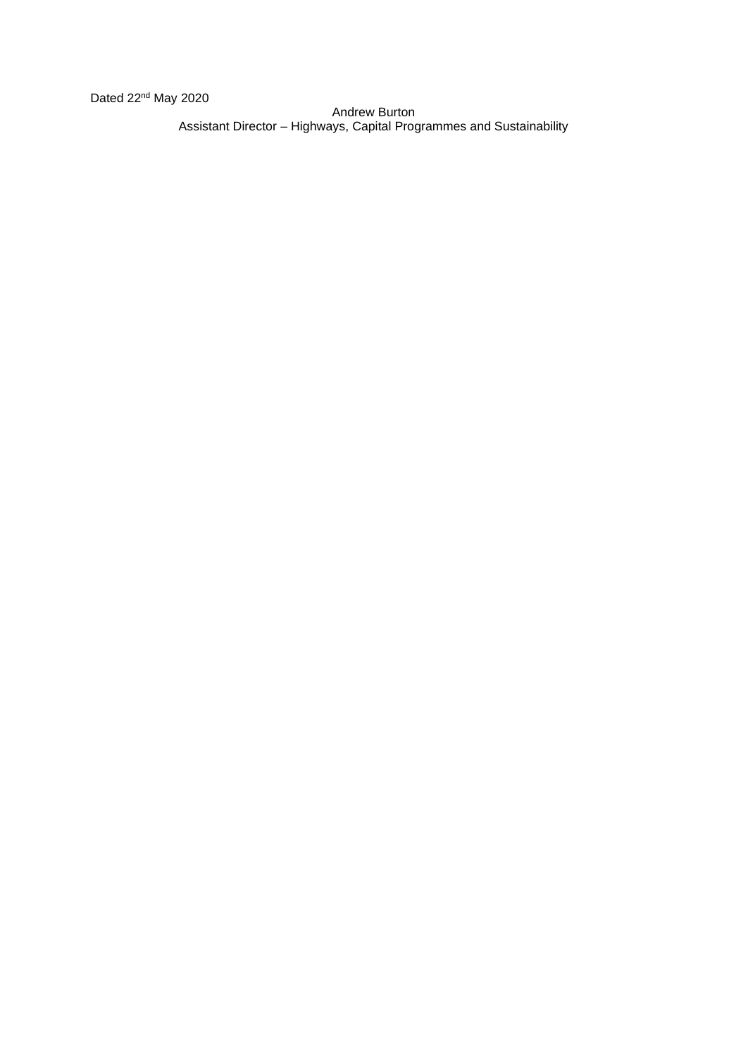Dated 22nd May 2020

Andrew Burton
Assistant Director – Highways, Capital Programmes and Sustainability